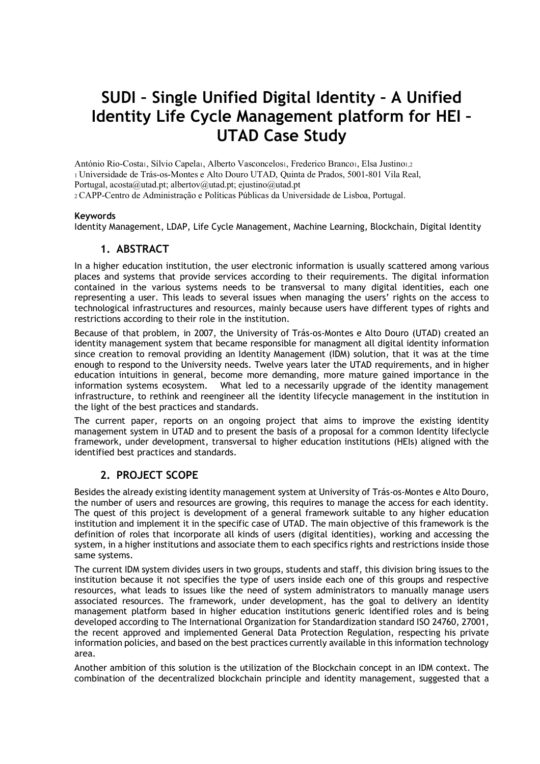# SUDI – Single Unified Digital Identity – A Unified Identity Life Cycle Management platform for HEI – UTAD Case Study

António Rio-Costa[1], Sílvio Capela[1], Alberto Vasconcelos[1], Frederico Branco[1], Elsa Justino[1,2]

[1] Universidade de Trás-os-Montes e Alto Douro UTAD, Quinta de Prados, 5001-801 Vila Real, Portugal, acosta@utad.pt; albertov@utad.pt; ejustino@utad.pt

[2] CAPP-Centro de Administração e Políticas Públicas da Universidade de Lisboa, Portugal.

**Keywords**

Identity Management, LDAP, Life Cycle Management, Machine Learning, Blockchain, Digital Identity

## 1. ABSTRACT

In a higher education institution, the user electronic information is usually scattered among various places and systems that provide services according to their requirements. The digital information contained in the various systems needs to be transversal to many digital identities, each one representing a user. This leads to several issues when managing the users' rights on the access to technological infrastructures and resources, mainly because users have different types of rights and restrictions according to their role in the institution.

Because of that problem, in 2007, the University of Trás-os-Montes e Alto Douro (UTAD) created an identity management system that became responsible for managment all digital identity information since creation to removal providing an Identity Management (IDM) solution, that it was at the time enough to respond to the University needs. Twelve years later the UTAD requirements, and in higher education intuitions in general, become more demanding, more mature gained importance in the information systems ecosystem. What led to a necessarily upgrade of the identity management infrastructure, to rethink and reengineer all the identity lifecycle management in the institution in the light of the best practices and standards.

The current paper, reports on an ongoing project that aims to improve the existing identity management system in UTAD and to present the basis of a proposal for a common Identity lifeclycle framework, under development, transversal to higher education institutions (HEIs) aligned with the identified best practices and standards.

## 2. PROJECT SCOPE

Besides the already existing identity management system at University of Trás-os-Montes e Alto Douro, the number of users and resources are growing, this requires to manage the access for each identity. The quest of this project is development of a general framework suitable to any higher education institution and implement it in the specific case of UTAD. The main objective of this framework is the definition of roles that incorporate all kinds of users (digital identities), working and accessing the system, in a higher institutions and associate them to each specifics rights and restrictions inside those same systems.

The current IDM system divides users in two groups, students and staff, this division bring issues to the institution because it not specifies the type of users inside each one of this groups and respective resources, what leads to issues like the need of system administrators to manually manage users associated resources. The framework, under development, has the goal to delivery an identity management platform based in higher education institutions generic identified roles and is being developed according to The International Organization for Standardization standard ISO 24760, 27001, the recent approved and implemented General Data Protection Regulation, respecting his private information policies, and based on the best practices currently available in this information technology area.

Another ambition of this solution is the utilization of the Blockchain concept in an IDM context. The combination of the decentralized blockchain principle and identity management, suggested that a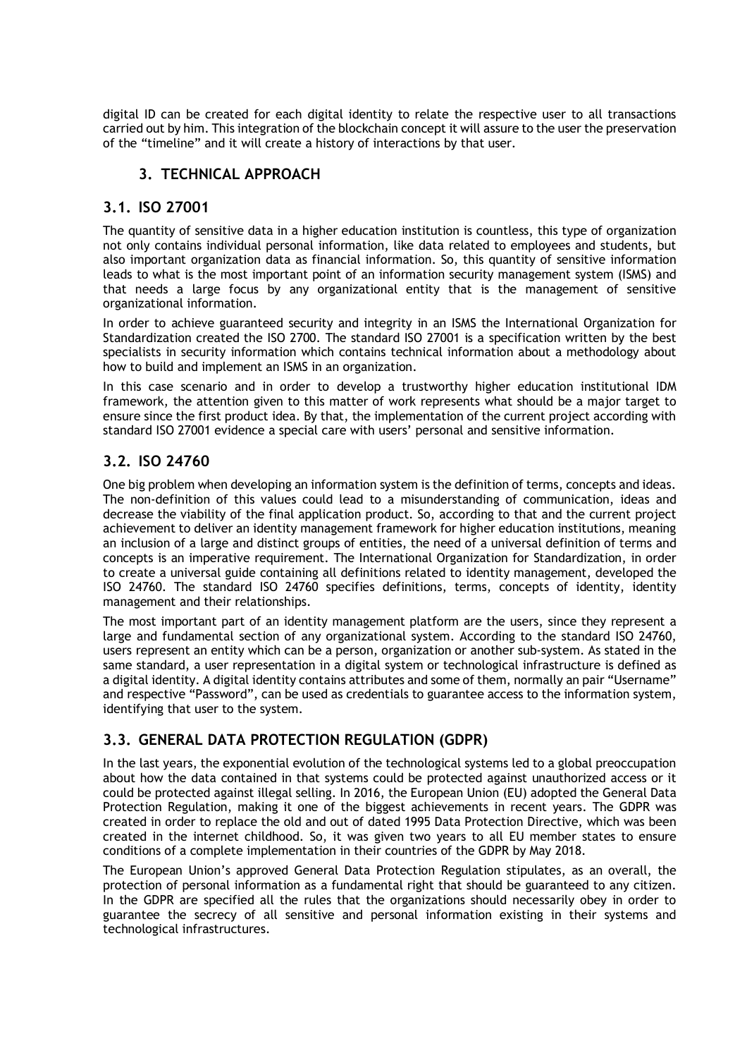digital ID can be created for each digital identity to relate the respective user to all transactions carried out by him. This integration of the blockchain concept it will assure to the user the preservation of the "timeline" and it will create a history of interactions by that user.

## 3. TECHNICAL APPROACH

### 3.1. ISO 27001

The quantity of sensitive data in a higher education institution is countless, this type of organization not only contains individual personal information, like data related to employees and students, but also important organization data as financial information. So, this quantity of sensitive information leads to what is the most important point of an information security management system (ISMS) and that needs a large focus by any organizational entity that is the management of sensitive organizational information.

In order to achieve guaranteed security and integrity in an ISMS the International Organization for Standardization created the ISO 2700. The standard ISO 27001 is a specification written by the best specialists in security information which contains technical information about a methodology about how to build and implement an ISMS in an organization.

In this case scenario and in order to develop a trustworthy higher education institutional IDM framework, the attention given to this matter of work represents what should be a major target to ensure since the first product idea. By that, the implementation of the current project according with standard ISO 27001 evidence a special care with users' personal and sensitive information.

### 3.2. ISO 24760

One big problem when developing an information system is the definition of terms, concepts and ideas. The non-definition of this values could lead to a misunderstanding of communication, ideas and decrease the viability of the final application product. So, according to that and the current project achievement to deliver an identity management framework for higher education institutions, meaning an inclusion of a large and distinct groups of entities, the need of a universal definition of terms and concepts is an imperative requirement. The International Organization for Standardization, in order to create a universal guide containing all definitions related to identity management, developed the ISO 24760. The standard ISO 24760 specifies definitions, terms, concepts of identity, identity management and their relationships.

The most important part of an identity management platform are the users, since they represent a large and fundamental section of any organizational system. According to the standard ISO 24760, users represent an entity which can be a person, organization or another sub-system. As stated in the same standard, a user representation in a digital system or technological infrastructure is defined as a digital identity. A digital identity contains attributes and some of them, normally an pair "Username" and respective "Password", can be used as credentials to guarantee access to the information system, identifying that user to the system.

### 3.3. GENERAL DATA PROTECTION REGULATION (GDPR)

In the last years, the exponential evolution of the technological systems led to a global preoccupation about how the data contained in that systems could be protected against unauthorized access or it could be protected against illegal selling. In 2016, the European Union (EU) adopted the General Data Protection Regulation, making it one of the biggest achievements in recent years. The GDPR was created in order to replace the old and out of dated 1995 Data Protection Directive, which was been created in the internet childhood. So, it was given two years to all EU member states to ensure conditions of a complete implementation in their countries of the GDPR by May 2018.

The European Union's approved General Data Protection Regulation stipulates, as an overall, the protection of personal information as a fundamental right that should be guaranteed to any citizen. In the GDPR are specified all the rules that the organizations should necessarily obey in order to guarantee the secrecy of all sensitive and personal information existing in their systems and technological infrastructures.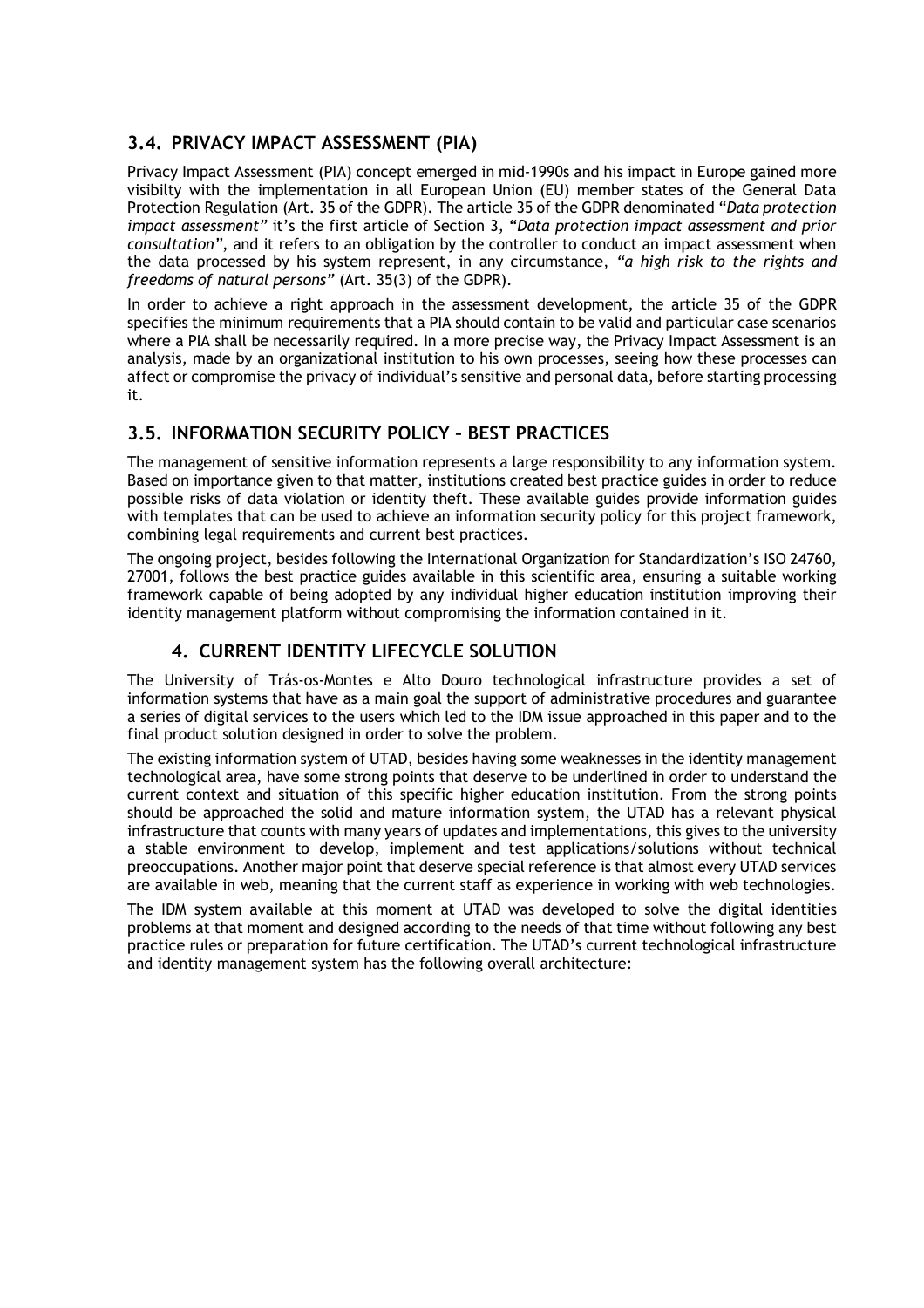## 3.4. PRIVACY IMPACT ASSESSMENT (PIA)

Privacy Impact Assessment (PIA) concept emerged in mid-1990s and his impact in Europe gained more visibilty with the implementation in all European Union (EU) member states of the General Data Protection Regulation (Art. 35 of the GDPR). The article 35 of the GDPR denominated "*Data protection impact assessment*" it's the first article of Section 3, "*Data protection impact assessment and prior consultation*", and it refers to an obligation by the controller to conduct an impact assessment when the data processed by his system represent, in any circumstance, *"a high risk to the rights and freedoms of natural persons"* (Art. 35(3) of the GDPR).

In order to achieve a right approach in the assessment development, the article 35 of the GDPR specifies the minimum requirements that a PIA should contain to be valid and particular case scenarios where a PIA shall be necessarily required. In a more precise way, the Privacy Impact Assessment is an analysis, made by an organizational institution to his own processes, seeing how these processes can affect or compromise the privacy of individual's sensitive and personal data, before starting processing it.

## 3.5. INFORMATION SECURITY POLICY – BEST PRACTICES

The management of sensitive information represents a large responsibility to any information system. Based on importance given to that matter, institutions created best practice guides in order to reduce possible risks of data violation or identity theft. These available guides provide information guides with templates that can be used to achieve an information security policy for this project framework, combining legal requirements and current best practices.

The ongoing project, besides following the International Organization for Standardization's ISO 24760, 27001, follows the best practice guides available in this scientific area, ensuring a suitable working framework capable of being adopted by any individual higher education institution improving their identity management platform without compromising the information contained in it.

# 4. CURRENT IDENTITY LIFECYCLE SOLUTION

The University of Trás-os-Montes e Alto Douro technological infrastructure provides a set of information systems that have as a main goal the support of administrative procedures and guarantee a series of digital services to the users which led to the IDM issue approached in this paper and to the final product solution designed in order to solve the problem.

The existing information system of UTAD, besides having some weaknesses in the identity management technological area, have some strong points that deserve to be underlined in order to understand the current context and situation of this specific higher education institution. From the strong points should be approached the solid and mature information system, the UTAD has a relevant physical infrastructure that counts with many years of updates and implementations, this gives to the university a stable environment to develop, implement and test applications/solutions without technical preoccupations. Another major point that deserve special reference is that almost every UTAD services are available in web, meaning that the current staff as experience in working with web technologies.

The IDM system available at this moment at UTAD was developed to solve the digital identities problems at that moment and designed according to the needs of that time without following any best practice rules or preparation for future certification. The UTAD's current technological infrastructure and identity management system has the following overall architecture: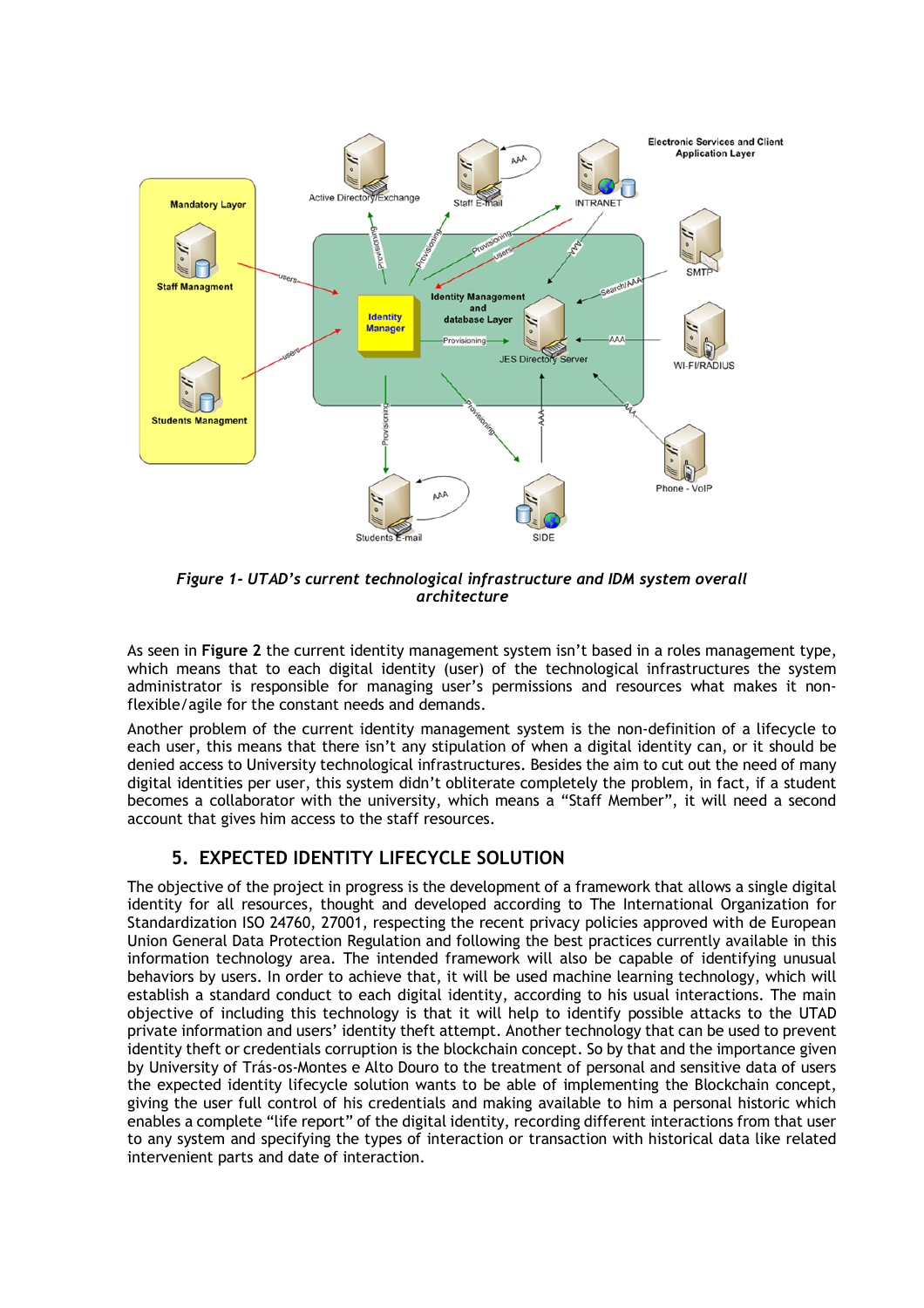*Figure 1- UTAD's current technological infrastructure and IDM system overall architecture*

As seen in **Figure 2** the current identity management system isn't based in a roles management type, which means that to each digital identity (user) of the technological infrastructures the system administrator is responsible for managing user's permissions and resources what makes it non-flexible/agile for the constant needs and demands.

Another problem of the current identity management system is the non-definition of a lifecycle to each user, this means that there isn't any stipulation of when a digital identity can, or it should be denied access to University technological infrastructures. Besides the aim to cut out the need of many digital identities per user, this system didn't obliterate completely the problem, in fact, if a student becomes a collaborator with the university, which means a "Staff Member", it will need a second account that gives him access to the staff resources.

## 5. EXPECTED IDENTITY LIFECYCLE SOLUTION

The objective of the project in progress is the development of a framework that allows a single digital identity for all resources, thought and developed according to The International Organization for Standardization ISO 24760, 27001, respecting the recent privacy policies approved with de European Union General Data Protection Regulation and following the best practices currently available in this information technology area. The intended framework will also be capable of identifying unusual behaviors by users. In order to achieve that, it will be used machine learning technology, which will establish a standard conduct to each digital identity, according to his usual interactions. The main objective of including this technology is that it will help to identify possible attacks to the UTAD private information and users' identity theft attempt. Another technology that can be used to prevent identity theft or credentials corruption is the blockchain concept. So by that and the importance given by University of Trás-os-Montes e Alto Douro to the treatment of personal and sensitive data of users the expected identity lifecycle solution wants to be able of implementing the Blockchain concept, giving the user full control of his credentials and making available to him a personal historic which enables a complete "life report" of the digital identity, recording different interactions from that user to any system and specifying the types of interaction or transaction with historical data like related intervenient parts and date of interaction.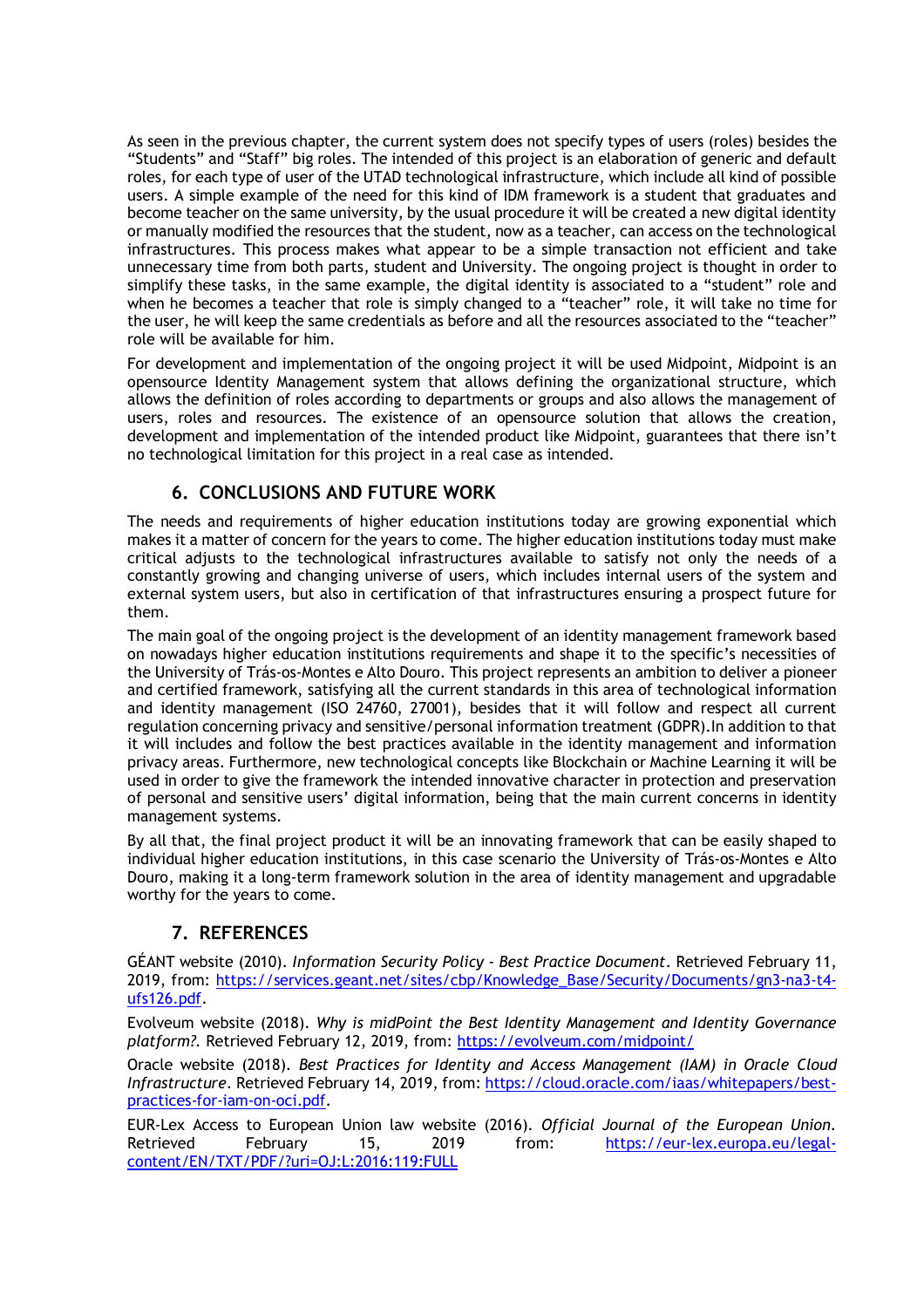As seen in the previous chapter, the current system does not specify types of users (roles) besides the "Students" and "Staff" big roles. The intended of this project is an elaboration of generic and default roles, for each type of user of the UTAD technological infrastructure, which include all kind of possible users. A simple example of the need for this kind of IDM framework is a student that graduates and become teacher on the same university, by the usual procedure it will be created a new digital identity or manually modified the resources that the student, now as a teacher, can access on the technological infrastructures. This process makes what appear to be a simple transaction not efficient and take unnecessary time from both parts, student and University. The ongoing project is thought in order to simplify these tasks, in the same example, the digital identity is associated to a "student" role and when he becomes a teacher that role is simply changed to a "teacher" role, it will take no time for the user, he will keep the same credentials as before and all the resources associated to the "teacher" role will be available for him.

For development and implementation of the ongoing project it will be used Midpoint, Midpoint is an opensource Identity Management system that allows defining the organizational structure, which allows the definition of roles according to departments or groups and also allows the management of users, roles and resources. The existence of an opensource solution that allows the creation, development and implementation of the intended product like Midpoint, guarantees that there isn't no technological limitation for this project in a real case as intended.

## 6. CONCLUSIONS AND FUTURE WORK

The needs and requirements of higher education institutions today are growing exponential which makes it a matter of concern for the years to come. The higher education institutions today must make critical adjusts to the technological infrastructures available to satisfy not only the needs of a constantly growing and changing universe of users, which includes internal users of the system and external system users, but also in certification of that infrastructures ensuring a prospect future for them.

The main goal of the ongoing project is the development of an identity management framework based on nowadays higher education institutions requirements and shape it to the specific's necessities of the University of Trás-os-Montes e Alto Douro. This project represents an ambition to deliver a pioneer and certified framework, satisfying all the current standards in this area of technological information and identity management (ISO 24760, 27001), besides that it will follow and respect all current regulation concerning privacy and sensitive/personal information treatment (GDPR).In addition to that it will includes and follow the best practices available in the identity management and information privacy areas. Furthermore, new technological concepts like Blockchain or Machine Learning it will be used in order to give the framework the intended innovative character in protection and preservation of personal and sensitive users' digital information, being that the main current concerns in identity management systems.

By all that, the final project product it will be an innovating framework that can be easily shaped to individual higher education institutions, in this case scenario the University of Trás-os-Montes e Alto Douro, making it a long-term framework solution in the area of identity management and upgradable worthy for the years to come.

## 7. REFERENCES

GÉANT website (2010). *Information Security Policy - Best Practice Document*. Retrieved February 11, 2019, from: https://services.geant.net/sites/cbp/Knowledge_Base/Security/Documents/gn3-na3-t4-ufs126.pdf.

Evolveum website (2018). *Why is midPoint the Best Identity Management and Identity Governance platform?*. Retrieved February 12, 2019, from: https://evolveum.com/midpoint/

Oracle website (2018). *Best Practices for Identity and Access Management (IAM) in Oracle Cloud Infrastructure*. Retrieved February 14, 2019, from: https://cloud.oracle.com/iaas/whitepapers/best-practices-for-iam-on-oci.pdf.

EUR-Lex Access to European Union law website (2016). *Official Journal of the European Union*. Retrieved February 15, 2019 from: https://eur-lex.europa.eu/legal-content/EN/TXT/PDF/?uri=OJ:L:2016:119:FULL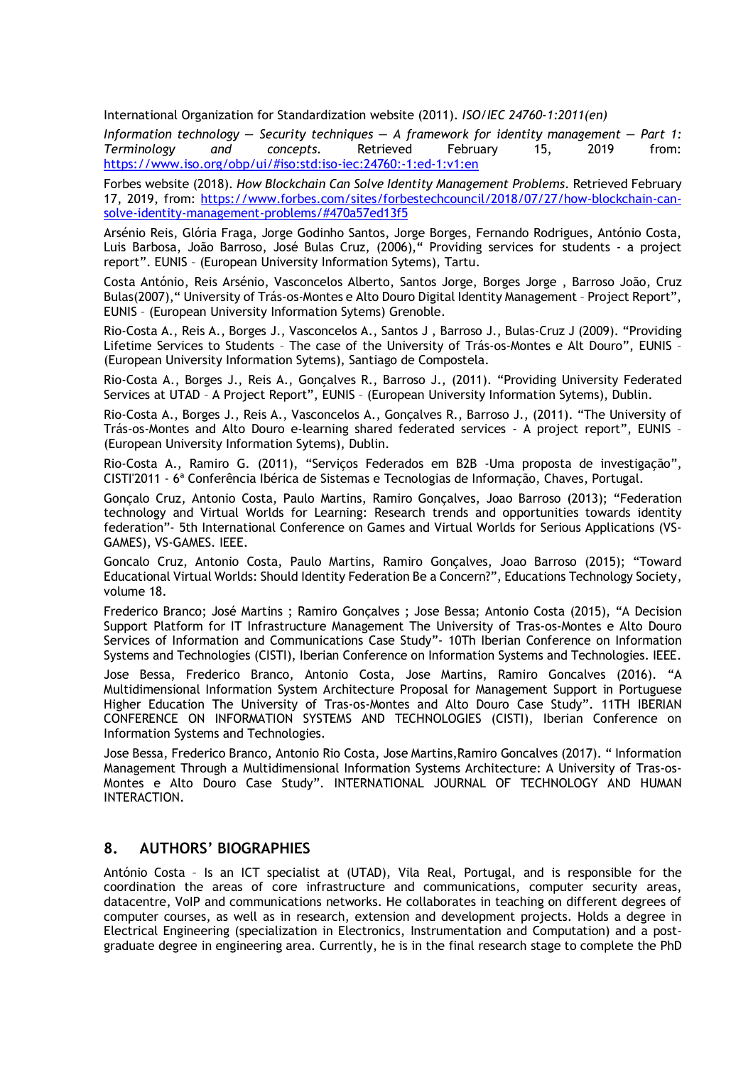International Organization for Standardization website (2011). *ISO/IEC 24760-1:2011(en)*

*Information technology — Security techniques — A framework for identity management — Part 1: Terminology and concepts.* Retrieved February 15, 2019 from: https://www.iso.org/obp/ui/#iso:std:iso-iec:24760:-1:ed-1:v1:en

Forbes website (2018). *How Blockchain Can Solve Identity Management Problems.* Retrieved February 17, 2019, from: https://www.forbes.com/sites/forbestechcouncil/2018/07/27/how-blockchain-can-solve-identity-management-problems/#470a57ed13f5

Arsénio Reis, Glória Fraga, Jorge Godinho Santos, Jorge Borges, Fernando Rodrigues, António Costa, Luis Barbosa, João Barroso, José Bulas Cruz, (2006),“ Providing services for students - a project report”. EUNIS – (European University Information Sytems), Tartu.

Costa António, Reis Arsénio, Vasconcelos Alberto, Santos Jorge, Borges Jorge , Barroso João, Cruz Bulas(2007),“ University of Trás-os-Montes e Alto Douro Digital Identity Management – Project Report”, EUNIS – (European University Information Sytems) Grenoble.

Rio-Costa A., Reis A., Borges J., Vasconcelos A., Santos J , Barroso J., Bulas-Cruz J (2009). “Providing Lifetime Services to Students – The case of the University of Trás-os-Montes e Alt Douro”, EUNIS – (European University Information Sytems), Santiago de Compostela.

Rio-Costa A., Borges J., Reis A., Gonçalves R., Barroso J., (2011). “Providing University Federated Services at UTAD – A Project Report”, EUNIS – (European University Information Sytems), Dublin.

Rio-Costa A., Borges J., Reis A., Vasconcelos A., Gonçalves R., Barroso J., (2011). “The University of Trás-os-Montes and Alto Douro e-learning shared federated services - A project report”, EUNIS – (European University Information Sytems), Dublin.

Rio-Costa A., Ramiro G. (2011), “Serviços Federados em B2B -Uma proposta de investigação”, CISTI'2011 - 6ª Conferência Ibérica de Sistemas e Tecnologias de Informação, Chaves, Portugal.

Gonçalo Cruz, Antonio Costa, Paulo Martins, Ramiro Gonçalves, Joao Barroso (2013); “Federation technology and Virtual Worlds for Learning: Research trends and opportunities towards identity federation”- 5th International Conference on Games and Virtual Worlds for Serious Applications (VS-GAMES), VS-GAMES. IEEE.

Goncalo Cruz, Antonio Costa, Paulo Martins, Ramiro Gonçalves, Joao Barroso (2015); “Toward Educational Virtual Worlds: Should Identity Federation Be a Concern?”, Educations Technology Society, volume 18.

Frederico Branco; José Martins ; Ramiro Gonçalves ; Jose Bessa; Antonio Costa (2015), “A Decision Support Platform for IT Infrastructure Management The University of Tras-os-Montes e Alto Douro Services of Information and Communications Case Study”- 10Th Iberian Conference on Information Systems and Technologies (CISTI), Iberian Conference on Information Systems and Technologies. IEEE.

Jose Bessa, Frederico Branco, Antonio Costa, Jose Martins, Ramiro Goncalves (2016). “A Multidimensional Information System Architecture Proposal for Management Support in Portuguese Higher Education The University of Tras-os-Montes and Alto Douro Case Study”. 11TH IBERIAN CONFERENCE ON INFORMATION SYSTEMS AND TECHNOLOGIES (CISTI), Iberian Conference on Information Systems and Technologies.

Jose Bessa, Frederico Branco, Antonio Rio Costa, Jose Martins,Ramiro Goncalves (2017). “ Information Management Through a Multidimensional Information Systems Architecture: A University of Tras-os-Montes e Alto Douro Case Study”. INTERNATIONAL JOURNAL OF TECHNOLOGY AND HUMAN INTERACTION.

## 8. AUTHORS' BIOGRAPHIES

António Costa – Is an ICT specialist at (UTAD), Vila Real, Portugal, and is responsible for the coordination the areas of core infrastructure and communications, computer security areas, datacentre, VoIP and communications networks. He collaborates in teaching on different degrees of computer courses, as well as in research, extension and development projects. Holds a degree in Electrical Engineering (specialization in Electronics, Instrumentation and Computation) and a post-graduate degree in engineering area. Currently, he is in the final research stage to complete the PhD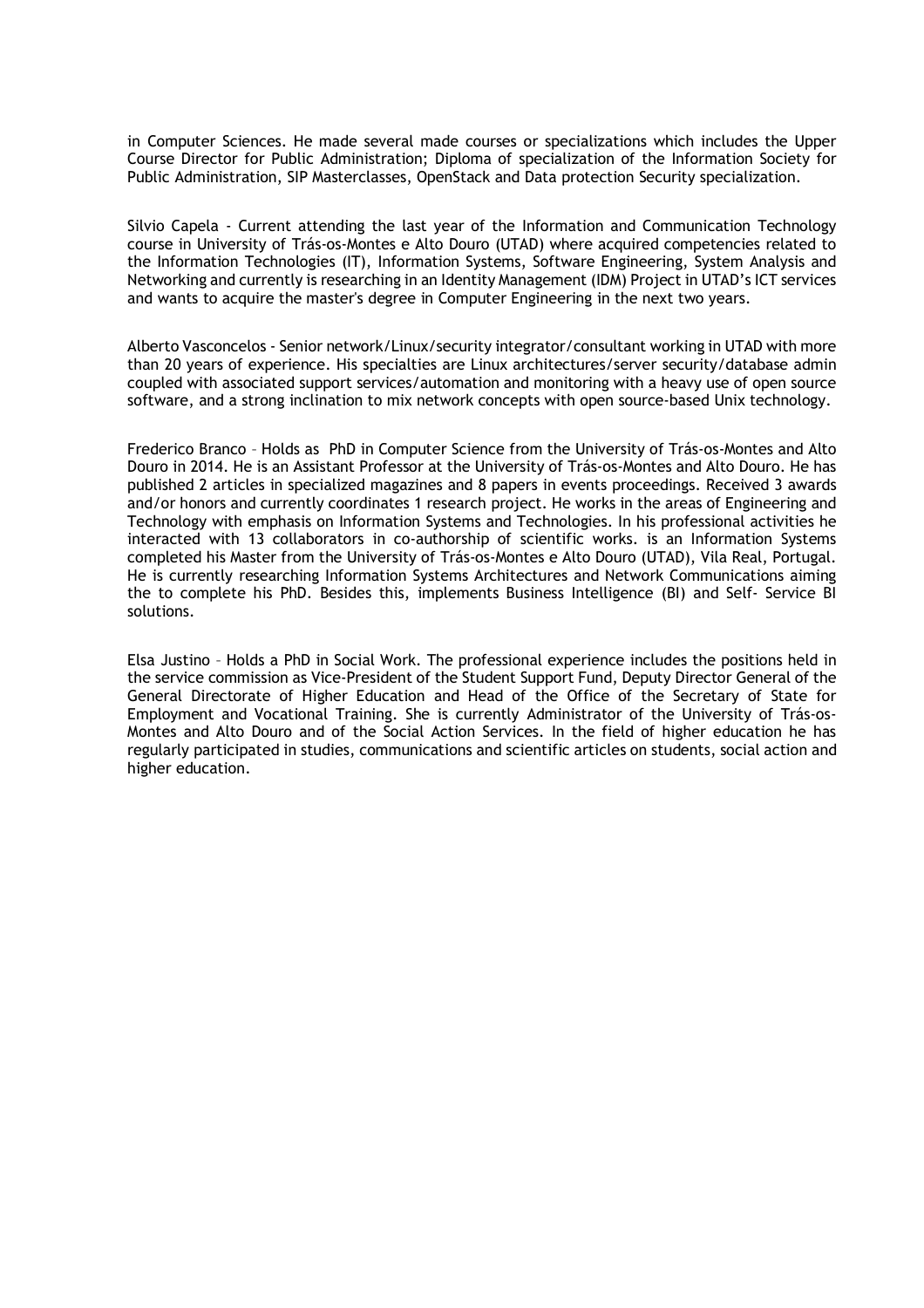in Computer Sciences. He made several made courses or specializations which includes the Upper Course Director for Public Administration; Diploma of specialization of the Information Society for Public Administration, SIP Masterclasses, OpenStack and Data protection Security specialization.

Silvio Capela - Current attending the last year of the Information and Communication Technology course in University of Trás-os-Montes e Alto Douro (UTAD) where acquired competencies related to the Information Technologies (IT), Information Systems, Software Engineering, System Analysis and Networking and currently is researching in an Identity Management (IDM) Project in UTAD's ICT services and wants to acquire the master's degree in Computer Engineering in the next two years.

Alberto Vasconcelos - Senior network/Linux/security integrator/consultant working in UTAD with more than 20 years of experience. His specialties are Linux architectures/server security/database admin coupled with associated support services/automation and monitoring with a heavy use of open source software, and a strong inclination to mix network concepts with open source-based Unix technology.

Frederico Branco – Holds as PhD in Computer Science from the University of Trás-os-Montes and Alto Douro in 2014. He is an Assistant Professor at the University of Trás-os-Montes and Alto Douro. He has published 2 articles in specialized magazines and 8 papers in events proceedings. Received 3 awards and/or honors and currently coordinates 1 research project. He works in the areas of Engineering and Technology with emphasis on Information Systems and Technologies. In his professional activities he interacted with 13 collaborators in co-authorship of scientific works. is an Information Systems completed his Master from the University of Trás-os-Montes e Alto Douro (UTAD), Vila Real, Portugal. He is currently researching Information Systems Architectures and Network Communications aiming the to complete his PhD. Besides this, implements Business Intelligence (BI) and Self- Service BI solutions.

Elsa Justino – Holds a PhD in Social Work. The professional experience includes the positions held in the service commission as Vice-President of the Student Support Fund, Deputy Director General of the General Directorate of Higher Education and Head of the Office of the Secretary of State for Employment and Vocational Training. She is currently Administrator of the University of Trás-os-Montes and Alto Douro and of the Social Action Services. In the field of higher education he has regularly participated in studies, communications and scientific articles on students, social action and higher education.